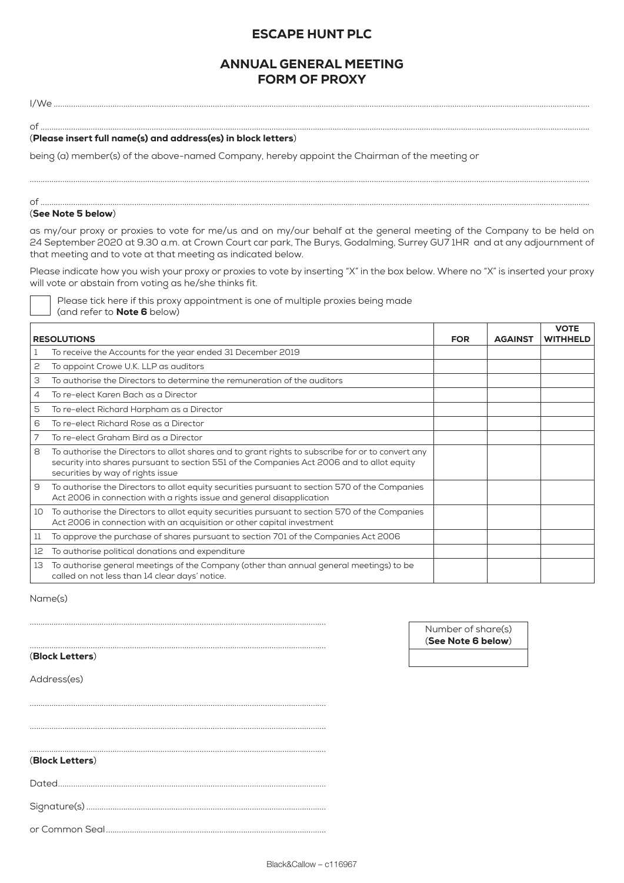# ESCAPE HUNT PLC

## ANNUAL GENERAL MEETING
## FORM OF PROXY

I/We ..........................................................................................................................................................................................................

of ..........................................................................................................................................................................................................

**(Please insert full name(s) and address(es) in block letters)**

being (a) member(s) of the above-named Company, hereby appoint the Chairman of the meeting or

..........................................................................................................................................................................................................

of ..........................................................................................................................................................................................................

**(See Note 5 below)**

as my/our proxy or proxies to vote for me/us and on my/our behalf at the general meeting of the Company to be held on 24 September 2020 at 9.30 a.m. at Crown Court car park, The Burys, Godalming, Surrey GU7 1HR and at any adjournment of that meeting and to vote at that meeting as indicated below.

Please indicate how you wish your proxy or proxies to vote by inserting "X" in the box below. Where no "X" is inserted your proxy will vote or abstain from voting as he/she thinks fit.

☐ Please tick here if this proxy appointment is one of multiple proxies being made (and refer to **Note 6** below)

| | RESOLUTIONS | FOR | AGAINST | VOTE WITHHELD |
|---|---|---|---|---|
| 1 | To receive the Accounts for the year ended 31 December 2019 | | | |
| 2 | To appoint Crowe U.K. LLP as auditors | | | |
| 3 | To authorise the Directors to determine the remuneration of the auditors | | | |
| 4 | To re-elect Karen Bach as a Director | | | |
| 5 | To re-elect Richard Harpham as a Director | | | |
| 6 | To re-elect Richard Rose as a Director | | | |
| 7 | To re-elect Graham Bird as a Director | | | |
| 8 | To authorise the Directors to allot shares and to grant rights to subscribe for or to convert any security into shares pursuant to section 551 of the Companies Act 2006 and to allot equity securities by way of rights issue | | | |
| 9 | To authorise the Directors to allot equity securities pursuant to section 570 of the Companies Act 2006 in connection with a rights issue and general disapplication | | | |
| 10 | To authorise the Directors to allot equity securities pursuant to section 570 of the Companies Act 2006 in connection with an acquisition or other capital investment | | | |
| 11 | To approve the purchase of shares pursuant to section 701 of the Companies Act 2006 | | | |
| 12 | To authorise political donations and expenditure | | | |
| 13 | To authorise general meetings of the Company (other than annual general meetings) to be called on not less than 14 clear days' notice. | | | |

Name(s)

..........................................................................................................

..........................................................................................................

**(Block Letters)**

| Number of share(s) **(See Note 6 below)** |
|---|
| |

Address(es)

..........................................................................................................

..........................................................................................................

..........................................................................................................

**(Block Letters)**

Dated..........................................................................................................

Signature(s) ..........................................................................................................

or Common Seal..........................................................................................................

Black&Callow – c116967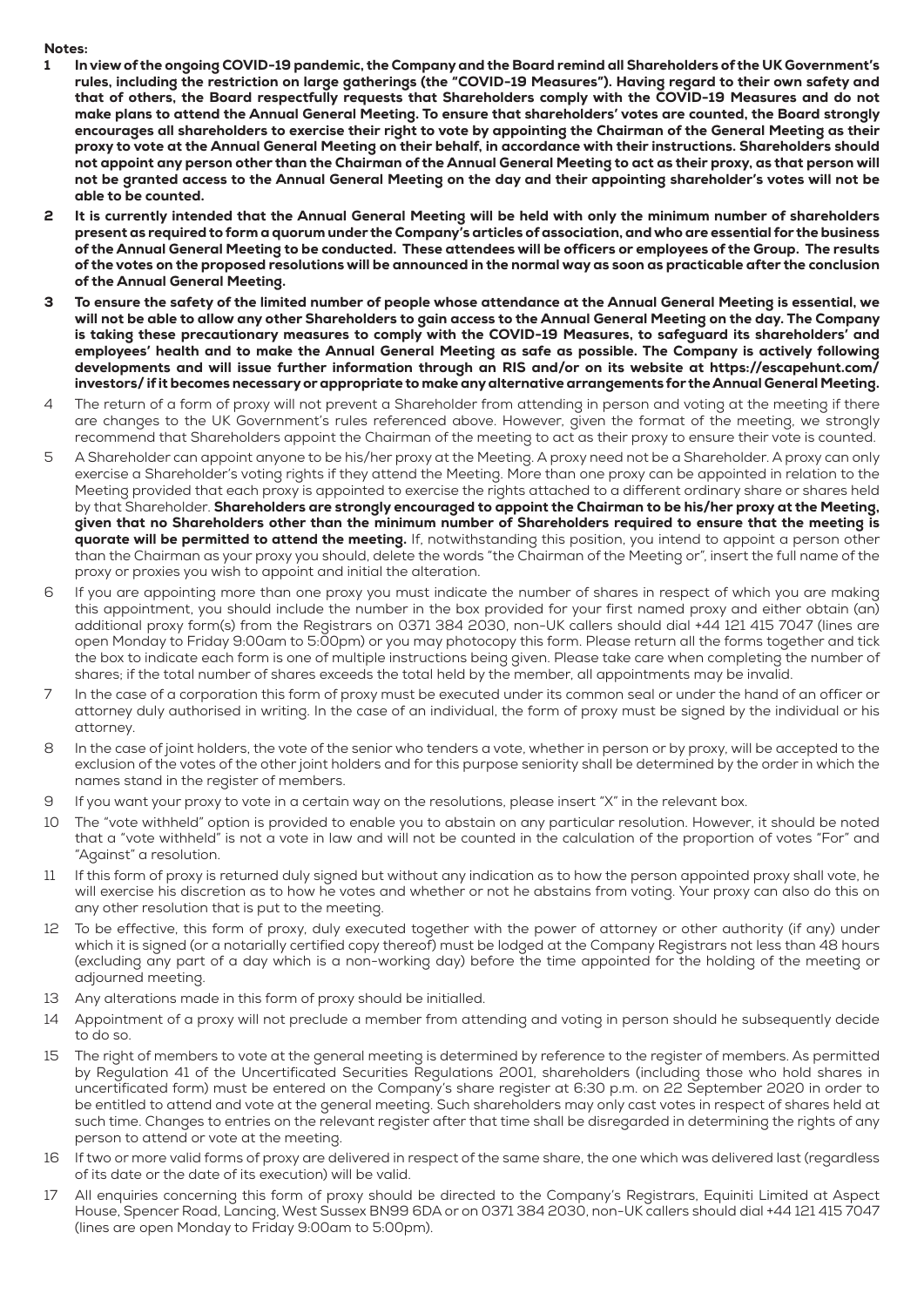**Notes:**

1. **In view of the ongoing COVID-19 pandemic, the Company and the Board remind all Shareholders of the UK Government's rules, including the restriction on large gatherings (the "COVID-19 Measures"). Having regard to their own safety and that of others, the Board respectfully requests that Shareholders comply with the COVID-19 Measures and do not make plans to attend the Annual General Meeting. To ensure that shareholders' votes are counted, the Board strongly encourages all shareholders to exercise their right to vote by appointing the Chairman of the General Meeting as their proxy to vote at the Annual General Meeting on their behalf, in accordance with their instructions. Shareholders should not appoint any person other than the Chairman of the Annual General Meeting to act as their proxy, as that person will not be granted access to the Annual General Meeting on the day and their appointing shareholder's votes will not be able to be counted.**
2. **It is currently intended that the Annual General Meeting will be held with only the minimum number of shareholders present as required to form a quorum under the Company's articles of association, and who are essential for the business of the Annual General Meeting to be conducted. These attendees will be officers or employees of the Group. The results of the votes on the proposed resolutions will be announced in the normal way as soon as practicable after the conclusion of the Annual General Meeting.**
3. **To ensure the safety of the limited number of people whose attendance at the Annual General Meeting is essential, we will not be able to allow any other Shareholders to gain access to the Annual General Meeting on the day. The Company is taking these precautionary measures to comply with the COVID-19 Measures, to safeguard its shareholders' and employees' health and to make the Annual General Meeting as safe as possible. The Company is actively following developments and will issue further information through an RIS and/or on its website at https://escapehunt.com/investors/ if it becomes necessary or appropriate to make any alternative arrangements for the Annual General Meeting.**
4. The return of a form of proxy will not prevent a Shareholder from attending in person and voting at the meeting if there are changes to the UK Government's rules referenced above. However, given the format of the meeting, we strongly recommend that Shareholders appoint the Chairman of the meeting to act as their proxy to ensure their vote is counted.
5. A Shareholder can appoint anyone to be his/her proxy at the Meeting. A proxy need not be a Shareholder. A proxy can only exercise a Shareholder's voting rights if they attend the Meeting. More than one proxy can be appointed in relation to the Meeting provided that each proxy is appointed to exercise the rights attached to a different ordinary share or shares held by that Shareholder. **Shareholders are strongly encouraged to appoint the Chairman to be his/her proxy at the Meeting, given that no Shareholders other than the minimum number of Shareholders required to ensure that the meeting is quorate will be permitted to attend the meeting.** If, notwithstanding this position, you intend to appoint a person other than the Chairman as your proxy you should, delete the words "the Chairman of the Meeting or", insert the full name of the proxy or proxies you wish to appoint and initial the alteration.
6. If you are appointing more than one proxy you must indicate the number of shares in respect of which you are making this appointment, you should include the number in the box provided for your first named proxy and either obtain (an) additional proxy form(s) from the Registrars on 0371 384 2030, non-UK callers should dial +44 121 415 7047 (lines are open Monday to Friday 9:00am to 5:00pm) or you may photocopy this form. Please return all the forms together and tick the box to indicate each form is one of multiple instructions being given. Please take care when completing the number of shares; if the total number of shares exceeds the total held by the member, all appointments may be invalid.
7. In the case of a corporation this form of proxy must be executed under its common seal or under the hand of an officer or attorney duly authorised in writing. In the case of an individual, the form of proxy must be signed by the individual or his attorney.
8. In the case of joint holders, the vote of the senior who tenders a vote, whether in person or by proxy, will be accepted to the exclusion of the votes of the other joint holders and for this purpose seniority shall be determined by the order in which the names stand in the register of members.
9. If you want your proxy to vote in a certain way on the resolutions, please insert "X" in the relevant box.
10. The "vote withheld" option is provided to enable you to abstain on any particular resolution. However, it should be noted that a "vote withheld" is not a vote in law and will not be counted in the calculation of the proportion of votes "For" and "Against" a resolution.
11. If this form of proxy is returned duly signed but without any indication as to how the person appointed proxy shall vote, he will exercise his discretion as to how he votes and whether or not he abstains from voting. Your proxy can also do this on any other resolution that is put to the meeting.
12. To be effective, this form of proxy, duly executed together with the power of attorney or other authority (if any) under which it is signed (or a notarially certified copy thereof) must be lodged at the Company Registrars not less than 48 hours (excluding any part of a day which is a non-working day) before the time appointed for the holding of the meeting or adjourned meeting.
13. Any alterations made in this form of proxy should be initialled.
14. Appointment of a proxy will not preclude a member from attending and voting in person should he subsequently decide to do so.
15. The right of members to vote at the general meeting is determined by reference to the register of members. As permitted by Regulation 41 of the Uncertificated Securities Regulations 2001, shareholders (including those who hold shares in uncertificated form) must be entered on the Company's share register at 6:30 p.m. on 22 September 2020 in order to be entitled to attend and vote at the general meeting. Such shareholders may only cast votes in respect of shares held at such time. Changes to entries on the relevant register after that time shall be disregarded in determining the rights of any person to attend or vote at the meeting.
16. If two or more valid forms of proxy are delivered in respect of the same share, the one which was delivered last (regardless of its date or the date of its execution) will be valid.
17. All enquiries concerning this form of proxy should be directed to the Company's Registrars, Equiniti Limited at Aspect House, Spencer Road, Lancing, West Sussex BN99 6DA or on 0371 384 2030, non-UK callers should dial +44 121 415 7047 (lines are open Monday to Friday 9:00am to 5:00pm).